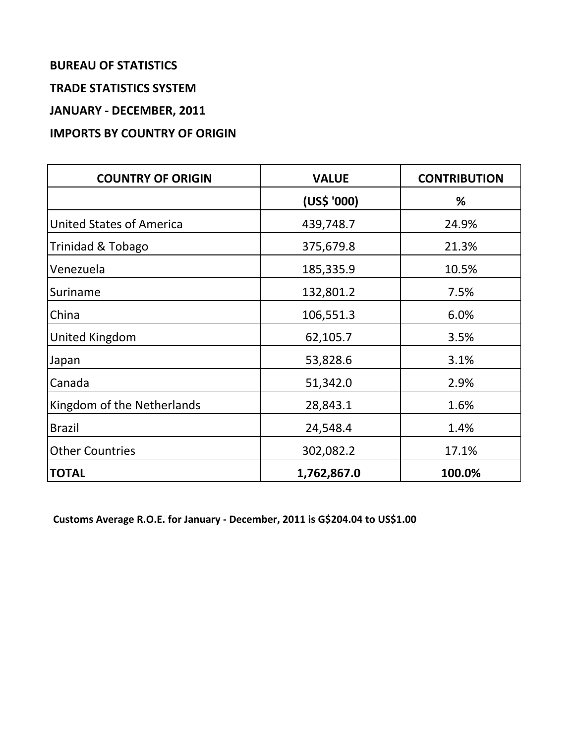**BUREAU OF STATISTICS**

**TRADE STATISTICS SYSTEM**

**JANUARY - DECEMBER, 2011**

**IMPORTS BY COUNTRY OF ORIGIN**

| COUNTRY OF ORIGIN | VALUE | CONTRIBUTION |
|---|---|---|
| | (US$ '000) | % |
| United States of America | 439,748.7 | 24.9% |
| Trinidad & Tobago | 375,679.8 | 21.3% |
| Venezuela | 185,335.9 | 10.5% |
| Suriname | 132,801.2 | 7.5% |
| China | 106,551.3 | 6.0% |
| United Kingdom | 62,105.7 | 3.5% |
| Japan | 53,828.6 | 3.1% |
| Canada | 51,342.0 | 2.9% |
| Kingdom of the Netherlands | 28,843.1 | 1.6% |
| Brazil | 24,548.4 | 1.4% |
| Other Countries | 302,082.2 | 17.1% |
| **TOTAL** | **1,762,867.0** | **100.0%** |

**Customs Average R.O.E. for January - December, 2011 is G$204.04 to US$1.00**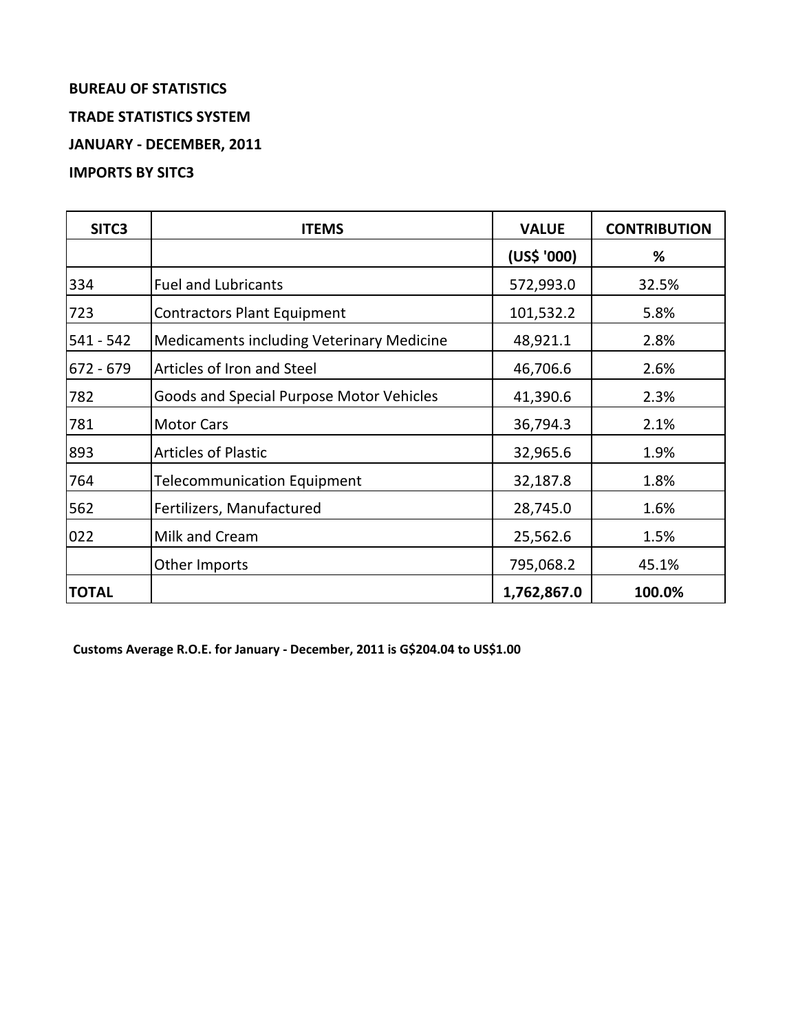**BUREAU OF STATISTICS**

**TRADE STATISTICS SYSTEM**

**JANUARY - DECEMBER, 2011**

**IMPORTS BY SITC3**

| SITC3 | ITEMS | VALUE | CONTRIBUTION |
|---|---|---|---|
| | | (US$ '000) | % |
| 334 | Fuel and Lubricants | 572,993.0 | 32.5% |
| 723 | Contractors Plant Equipment | 101,532.2 | 5.8% |
| 541 - 542 | Medicaments including Veterinary Medicine | 48,921.1 | 2.8% |
| 672 - 679 | Articles of Iron and Steel | 46,706.6 | 2.6% |
| 782 | Goods and Special Purpose Motor Vehicles | 41,390.6 | 2.3% |
| 781 | Motor Cars | 36,794.3 | 2.1% |
| 893 | Articles of Plastic | 32,965.6 | 1.9% |
| 764 | Telecommunication Equipment | 32,187.8 | 1.8% |
| 562 | Fertilizers, Manufactured | 28,745.0 | 1.6% |
| 022 | Milk and Cream | 25,562.6 | 1.5% |
| | Other Imports | 795,068.2 | 45.1% |
| **TOTAL** | | **1,762,867.0** | **100.0%** |

**Customs Average R.O.E. for January - December, 2011 is G$204.04 to US$1.00**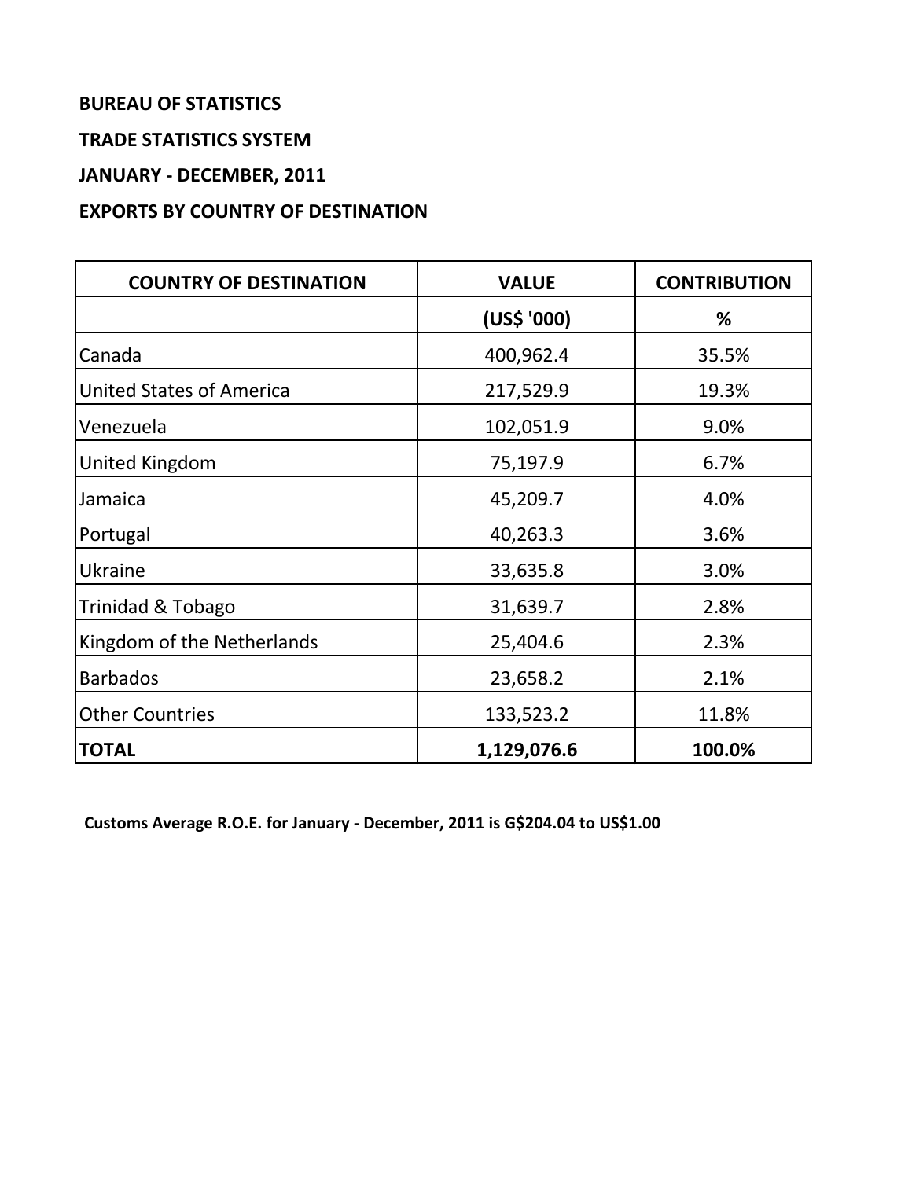**BUREAU OF STATISTICS**

**TRADE STATISTICS SYSTEM**

**JANUARY - DECEMBER, 2011**

**EXPORTS BY COUNTRY OF DESTINATION**

| COUNTRY OF DESTINATION | VALUE | CONTRIBUTION |
|---|---|---|
| | (US$ '000) | % |
| Canada | 400,962.4 | 35.5% |
| United States of America | 217,529.9 | 19.3% |
| Venezuela | 102,051.9 | 9.0% |
| United Kingdom | 75,197.9 | 6.7% |
| Jamaica | 45,209.7 | 4.0% |
| Portugal | 40,263.3 | 3.6% |
| Ukraine | 33,635.8 | 3.0% |
| Trinidad & Tobago | 31,639.7 | 2.8% |
| Kingdom of the Netherlands | 25,404.6 | 2.3% |
| Barbados | 23,658.2 | 2.1% |
| Other Countries | 133,523.2 | 11.8% |
| **TOTAL** | **1,129,076.6** | **100.0%** |

**Customs Average R.O.E. for January - December, 2011 is G$204.04 to US$1.00**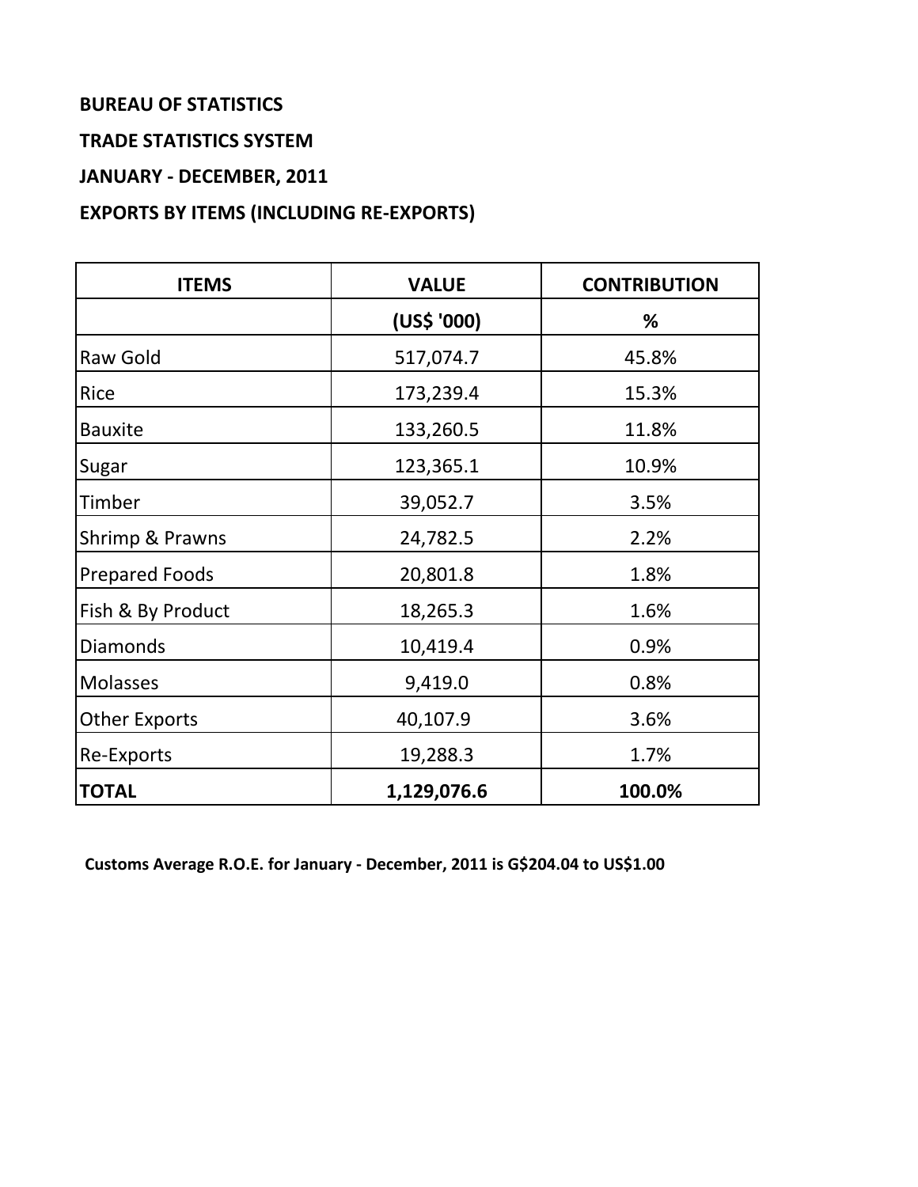**BUREAU OF STATISTICS**

**TRADE STATISTICS SYSTEM**

**JANUARY - DECEMBER, 2011**

**EXPORTS BY ITEMS (INCLUDING RE-EXPORTS)**

| ITEMS | VALUE | CONTRIBUTION |
|---|---|---|
| | (US$ '000) | % |
| Raw Gold | 517,074.7 | 45.8% |
| Rice | 173,239.4 | 15.3% |
| Bauxite | 133,260.5 | 11.8% |
| Sugar | 123,365.1 | 10.9% |
| Timber | 39,052.7 | 3.5% |
| Shrimp & Prawns | 24,782.5 | 2.2% |
| Prepared Foods | 20,801.8 | 1.8% |
| Fish & By Product | 18,265.3 | 1.6% |
| Diamonds | 10,419.4 | 0.9% |
| Molasses | 9,419.0 | 0.8% |
| Other Exports | 40,107.9 | 3.6% |
| Re-Exports | 19,288.3 | 1.7% |
| **TOTAL** | **1,129,076.6** | **100.0%** |

**Customs Average R.O.E. for January - December, 2011 is G$204.04 to US$1.00**